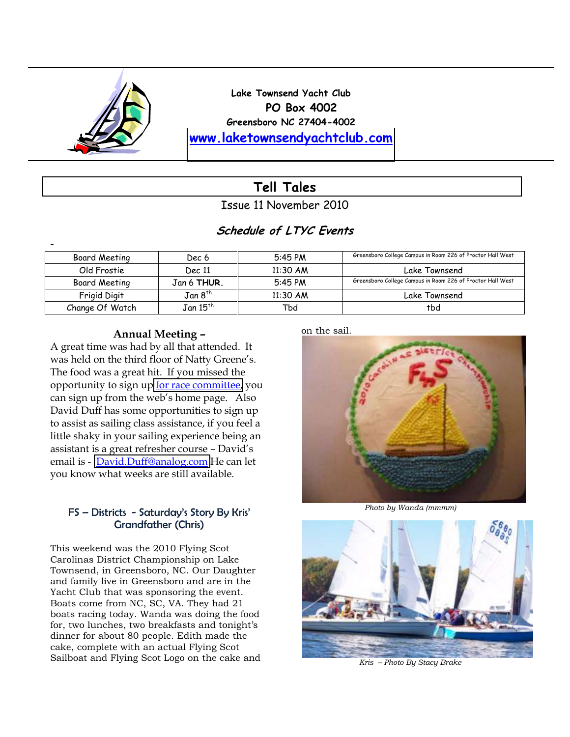Lake Townsend Yacht Club

PO Box 4002

Greensboro NC 27404-4002

www.laketownsendyachtclub.com

# Tell Tales

Issue 11 November 2010

## *Schedule of LTYC Events*

-

| Board Meeting | Dec 6 | 5:45 PM | Greensboro College Campus in Room 226 of Proctor Hall West |
|---|---|---|---|
| Old Frostie | Dec 11 | 11:30 AM | Lake Townsend |
| Board Meeting | Jan 6 **THUR.** | 5:45 PM | Greensboro College Campus in Room 226 of Proctor Hall West |
| Frigid Digit | Jan 8th | 11:30 AM | Lake Townsend |
| Change Of Watch | Jan 15th | Tbd | tbd |

### Annual Meeting –

A great time was had by all that attended. It was held on the third floor of Natty Greene's. The food was a great hit. If you missed the opportunity to sign up for race committee, you can sign up from the web's home page. Also David Duff has some opportunities to sign up to assist as sailing class assistance, if you feel a little shaky in your sailing experience being an assistant is a great refresher course – David's email is - David.Duff@analog.com He can let you know what weeks are still available.

### FS – Districts - Saturday's Story By Kris' Grandfather (Chris)

This weekend was the 2010 Flying Scot Carolinas District Championship on Lake Townsend, in Greensboro, NC. Our Daughter and family live in Greensboro and are in the Yacht Club that was sponsoring the event. Boats come from NC, SC, VA. They had 21 boats racing today. Wanda was doing the food for, two lunches, two breakfasts and tonight's dinner for about 80 people. Edith made the cake, complete with an actual Flying Scot Sailboat and Flying Scot Logo on the cake and on the sail.

*Photo by Wanda (mmmm)*

*Kris – Photo By Stacy Brake*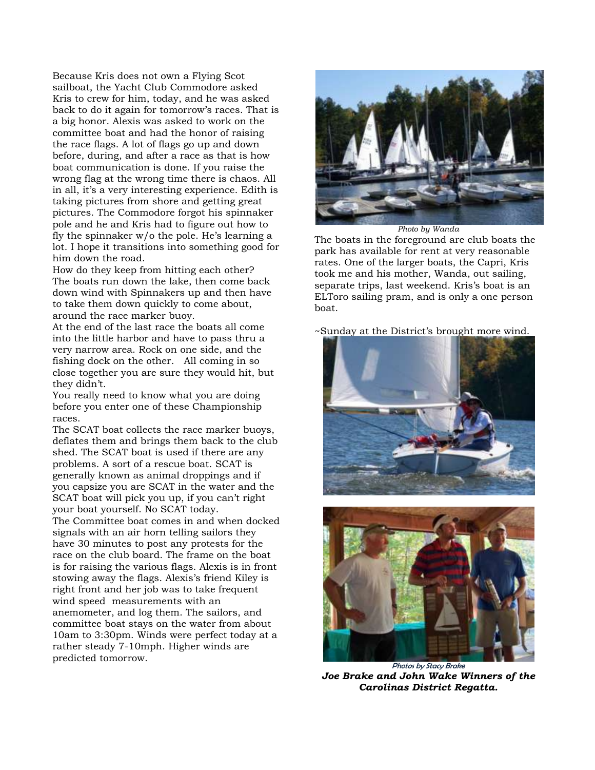Because Kris does not own a Flying Scot sailboat, the Yacht Club Commodore asked Kris to crew for him, today, and he was asked back to do it again for tomorrow's races. That is a big honor. Alexis was asked to work on the committee boat and had the honor of raising the race flags. A lot of flags go up and down before, during, and after a race as that is how boat communication is done. If you raise the wrong flag at the wrong time there is chaos. All in all, it's a very interesting experience. Edith is taking pictures from shore and getting great pictures. The Commodore forgot his spinnaker pole and he and Kris had to figure out how to fly the spinnaker w/o the pole. He's learning a lot. I hope it transitions into something good for him down the road.

How do they keep from hitting each other? The boats run down the lake, then come back down wind with Spinnakers up and then have to take them down quickly to come about, around the race marker buoy.

At the end of the last race the boats all come into the little harbor and have to pass thru a very narrow area. Rock on one side, and the fishing dock on the other. All coming in so close together you are sure they would hit, but they didn't.

You really need to know what you are doing before you enter one of these Championship races.

The SCAT boat collects the race marker buoys, deflates them and brings them back to the club shed. The SCAT boat is used if there are any problems. A sort of a rescue boat. SCAT is generally known as animal droppings and if you capsize you are SCAT in the water and the SCAT boat will pick you up, if you can't right your boat yourself. No SCAT today.

The Committee boat comes in and when docked signals with an air horn telling sailors they have 30 minutes to post any protests for the race on the club board. The frame on the boat is for raising the various flags. Alexis is in front stowing away the flags. Alexis's friend Kiley is right front and her job was to take frequent wind speed measurements with an anemometer, and log them. The sailors, and committee boat stays on the water from about 10am to 3:30pm. Winds were perfect today at a rather steady 7-10mph. Higher winds are predicted tomorrow.

*Photo by Wanda*

The boats in the foreground are club boats the park has available for rent at very reasonable rates. One of the larger boats, the Capri, Kris took me and his mother, Wanda, out sailing, separate trips, last weekend. Kris's boat is an ELToro sailing pram, and is only a one person boat.

~Sunday at the District's brought more wind.

*Photos by Stacy Brake*

***Joe Brake and John Wake Winners of the Carolinas District Regatta.***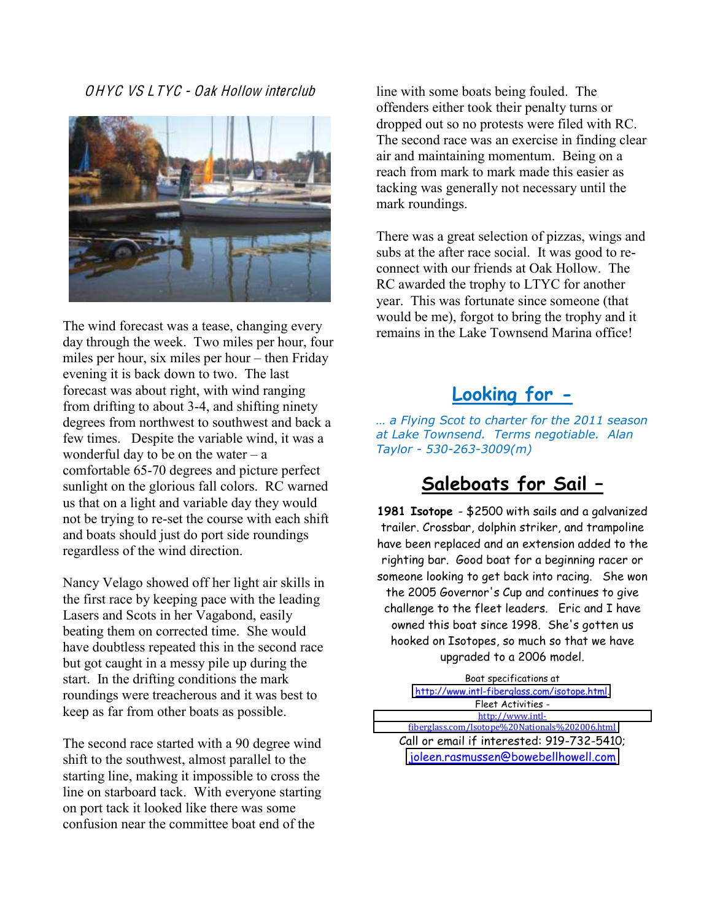*OHYC VS LTYC - Oak Hollow interclub*

The wind forecast was a tease, changing every day through the week. Two miles per hour, four miles per hour, six miles per hour – then Friday evening it is back down to two. The last forecast was about right, with wind ranging from drifting to about 3-4, and shifting ninety degrees from northwest to southwest and back a few times. Despite the variable wind, it was a wonderful day to be on the water – a comfortable 65-70 degrees and picture perfect sunlight on the glorious fall colors. RC warned us that on a light and variable day they would not be trying to re-set the course with each shift and boats should just do port side roundings regardless of the wind direction.

Nancy Velago showed off her light air skills in the first race by keeping pace with the leading Lasers and Scots in her Vagabond, easily beating them on corrected time. She would have doubtless repeated this in the second race but got caught in a messy pile up during the start. In the drifting conditions the mark roundings were treacherous and it was best to keep as far from other boats as possible.

The second race started with a 90 degree wind shift to the southwest, almost parallel to the starting line, making it impossible to cross the line on starboard tack. With everyone starting on port tack it looked like there was some confusion near the committee boat end of the line with some boats being fouled. The offenders either took their penalty turns or dropped out so no protests were filed with RC. The second race was an exercise in finding clear air and maintaining momentum. Being on a reach from mark to mark made this easier as tacking was generally not necessary until the mark roundings.

There was a great selection of pizzas, wings and subs at the after race social. It was good to re-connect with our friends at Oak Hollow. The RC awarded the trophy to LTYC for another year. This was fortunate since someone (that would be me), forgot to bring the trophy and it remains in the Lake Townsend Marina office!

## Looking for -

*... a Flying Scot to charter for the 2011 season at Lake Townsend. Terms negotiable. Alan Taylor - 530-263-3009(m)*

## Saleboats for Sail –

**1981 Isotope** - $2500 with sails and a galvanized trailer. Crossbar, dolphin striker, and trampoline have been replaced and an extension added to the righting bar. Good boat for a beginning racer or someone looking to get back into racing. She won the 2005 Governor's Cup and continues to give challenge to the fleet leaders. Eric and I have owned this boat since 1998. She's gotten us hooked on Isotopes, so much so that we have upgraded to a 2006 model.

Boat specifications at
http://www.intl-fiberglass.com/isotope.html
Fleet Activities -
http://www.intl-fiberglass.com/Isotope%20Nationals%202006.html
Call or email if interested: 919-732-5410;
joleen.rasmussen@bowebellhowell.com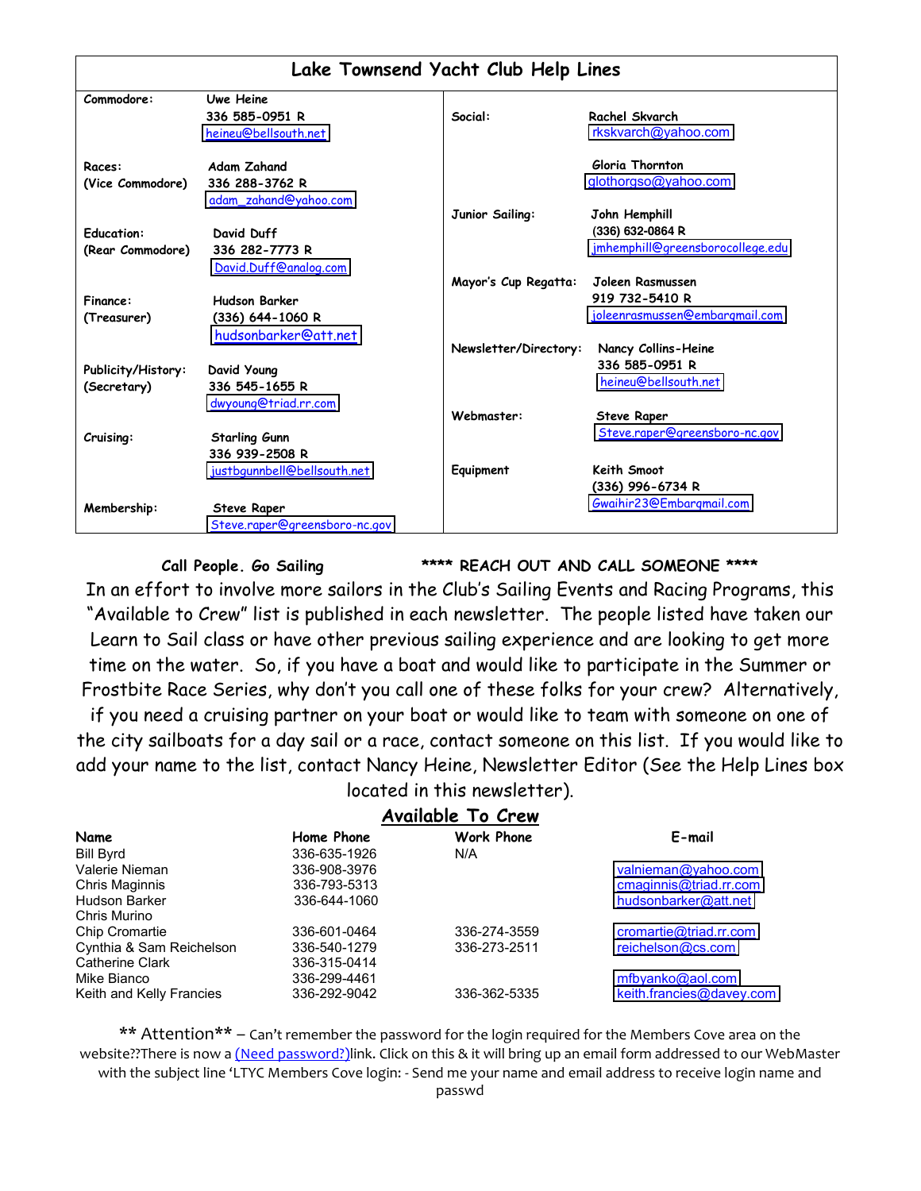## Lake Townsend Yacht Club Help Lines

| | | | |
|---|---|---|---|
| Commodore: | Uwe Heine<br>336 585-0951 R<br>heineu@bellsouth.net | Social: | Rachel Skvarch<br>rkskvarch@yahoo.com<br><br>Gloria Thornton<br>glothorgso@yahoo.com |
| Races:<br>(Vice Commodore) | Adam Zahand<br>336 288-3762 R<br>adam_zahand@yahoo.com | Junior Sailing: | John Hemphill<br>(336) 632-0864 R<br>jmhemphill@greensborocollege.edu |
| Education:<br>(Rear Commodore) | David Duff<br>336 282-7773 R<br>David.Duff@analog.com | Mayor's Cup Regatta: | Joleen Rasmussen<br>919 732-5410 R<br>joleenrasmussen@embargmail.com |
| Finance:<br>(Treasurer) | Hudson Barker<br>(336) 644-1060 R<br>hudsonbarker@att.net | Newsletter/Directory: | Nancy Collins-Heine<br>336 585-0951 R<br>heineu@bellsouth.net |
| Publicity/History:<br>(Secretary) | David Young<br>336 545-1655 R<br>dwyoung@triad.rr.com | Webmaster: | Steve Raper<br>Steve.raper@greensboro-nc.gov |
| Cruising: | Starling Gunn<br>336 939-2508 R<br>justbgunnbell@bellsouth.net | Equipment | Keith Smoot<br>(336) 996-6734 R<br>Gwaihir23@Embargmail.com |
| Membership: | Steve Raper<br>Steve.raper@greensboro-nc.gov | | |

**Call People. Go Sailing** **\*\*\*\* REACH OUT AND CALL SOMEONE \*\*\*\***

In an effort to involve more sailors in the Club's Sailing Events and Racing Programs, this "Available to Crew" list is published in each newsletter. The people listed have taken our Learn to Sail class or have other previous sailing experience and are looking to get more time on the water. So, if you have a boat and would like to participate in the Summer or Frostbite Race Series, why don't you call one of these folks for your crew? Alternatively, if you need a cruising partner on your boat or would like to team with someone on one of the city sailboats for a day sail or a race, contact someone on this list. If you would like to add your name to the list, contact Nancy Heine, Newsletter Editor (See the Help Lines box located in this newsletter).

## Available To Crew

| Name | Home Phone | Work Phone | E-mail |
|---|---|---|---|
| Bill Byrd | 336-635-1926 | N/A | |
| Valerie Nieman | 336-908-3976 | | valnieman@yahoo.com |
| Chris Maginnis | 336-793-5313 | | cmaginnis@triad.rr.com |
| Hudson Barker | 336-644-1060 | | hudsonbarker@att.net |
| Chris Murino | | | |
| Chip Cromartie | 336-601-0464 | 336-274-3559 | cromartie@triad.rr.com |
| Cynthia & Sam Reichelson | 336-540-1279 | 336-273-2511 | reichelson@cs.com |
| Catherine Clark | 336-315-0414 | | |
| Mike Bianco | 336-299-4461 | | mfbyanko@aol.com |
| Keith and Kelly Francies | 336-292-9042 | 336-362-5335 | keith.francies@davey.com |

\*\* Attention\*\* – Can't remember the password for the login required for the Members Cove area on the website??There is now a (Need password?)link. Click on this & it will bring up an email form addressed to our WebMaster with the subject line 'LTYC Members Cove login: - Send me your name and email address to receive login name and passwd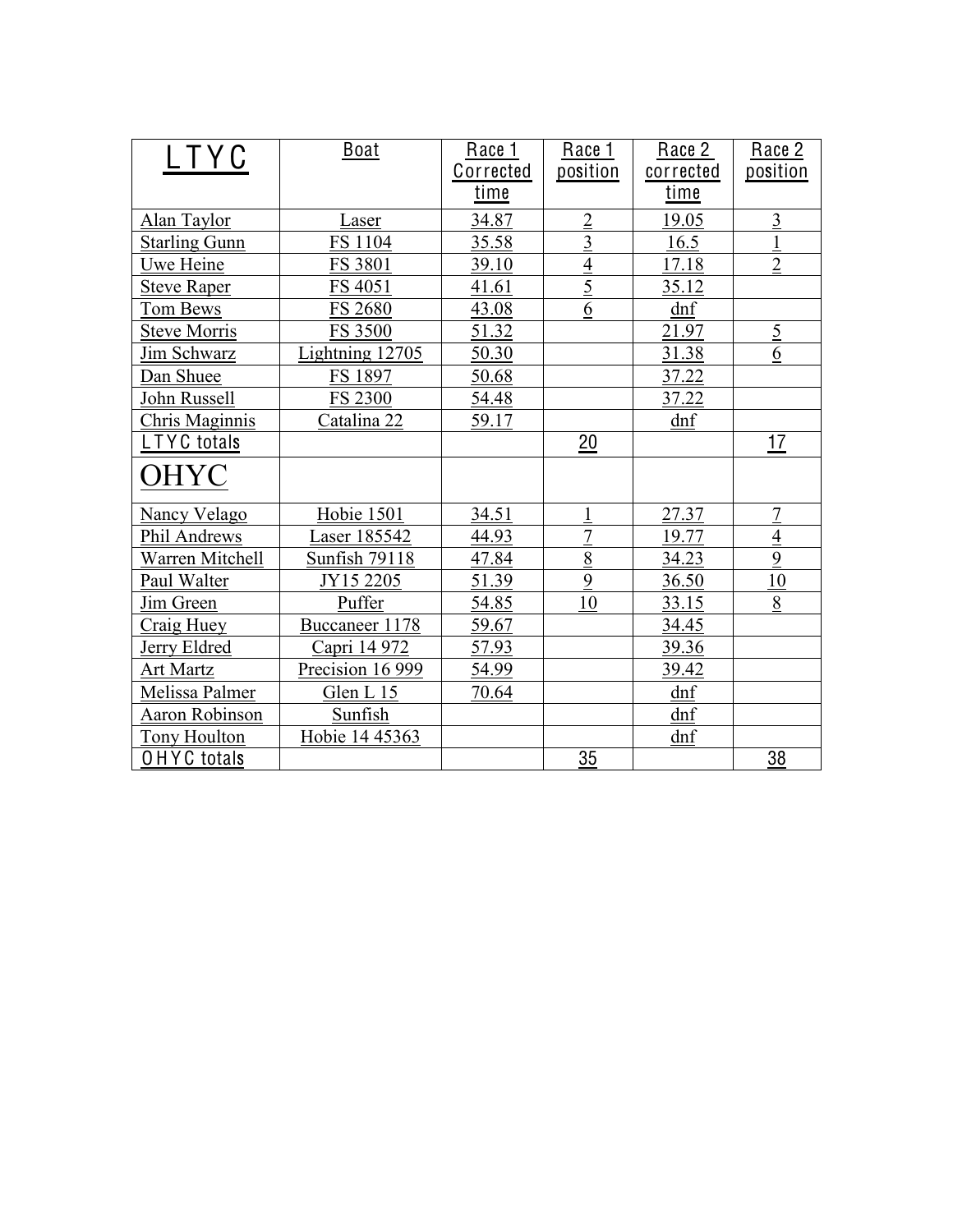| LTYC | Boat | Race 1 Corrected time | Race 1 position | Race 2 corrected time | Race 2 position |
|---|---|---|---|---|---|
| Alan Taylor | Laser | 34.87 | 2 | 19.05 | 3 |
| Starling Gunn | FS 1104 | 35.58 | 3 | 16.5 | 1 |
| Uwe Heine | FS 3801 | 39.10 | 4 | 17.18 | 2 |
| Steve Raper | FS 4051 | 41.61 | 5 | 35.12 | |
| Tom Bews | FS 2680 | 43.08 | 6 | dnf | |
| Steve Morris | FS 3500 | 51.32 | | 21.97 | 5 |
| Jim Schwarz | Lightning 12705 | 50.30 | | 31.38 | 6 |
| Dan Shuee | FS 1897 | 50.68 | | 37.22 | |
| John Russell | FS 2300 | 54.48 | | 37.22 | |
| Chris Maginnis | Catalina 22 | 59.17 | | dnf | |
| LTYC totals | | | 20 | | 17 |
| OHYC | | | | | |
| Nancy Velago | Hobie 1501 | 34.51 | 1 | 27.37 | 7 |
| Phil Andrews | Laser 185542 | 44.93 | 7 | 19.77 | 4 |
| Warren Mitchell | Sunfish 79118 | 47.84 | 8 | 34.23 | 9 |
| Paul Walter | JY15 2205 | 51.39 | 9 | 36.50 | 10 |
| Jim Green | Puffer | 54.85 | 10 | 33.15 | 8 |
| Craig Huey | Buccaneer 1178 | 59.67 | | 34.45 | |
| Jerry Eldred | Capri 14 972 | 57.93 | | 39.36 | |
| Art Martz | Precision 16 999 | 54.99 | | 39.42 | |
| Melissa Palmer | Glen L 15 | 70.64 | | dnf | |
| Aaron Robinson | Sunfish | | | dnf | |
| Tony Houlton | Hobie 14 45363 | | | dnf | |
| OHYC totals | | | 35 | | 38 |